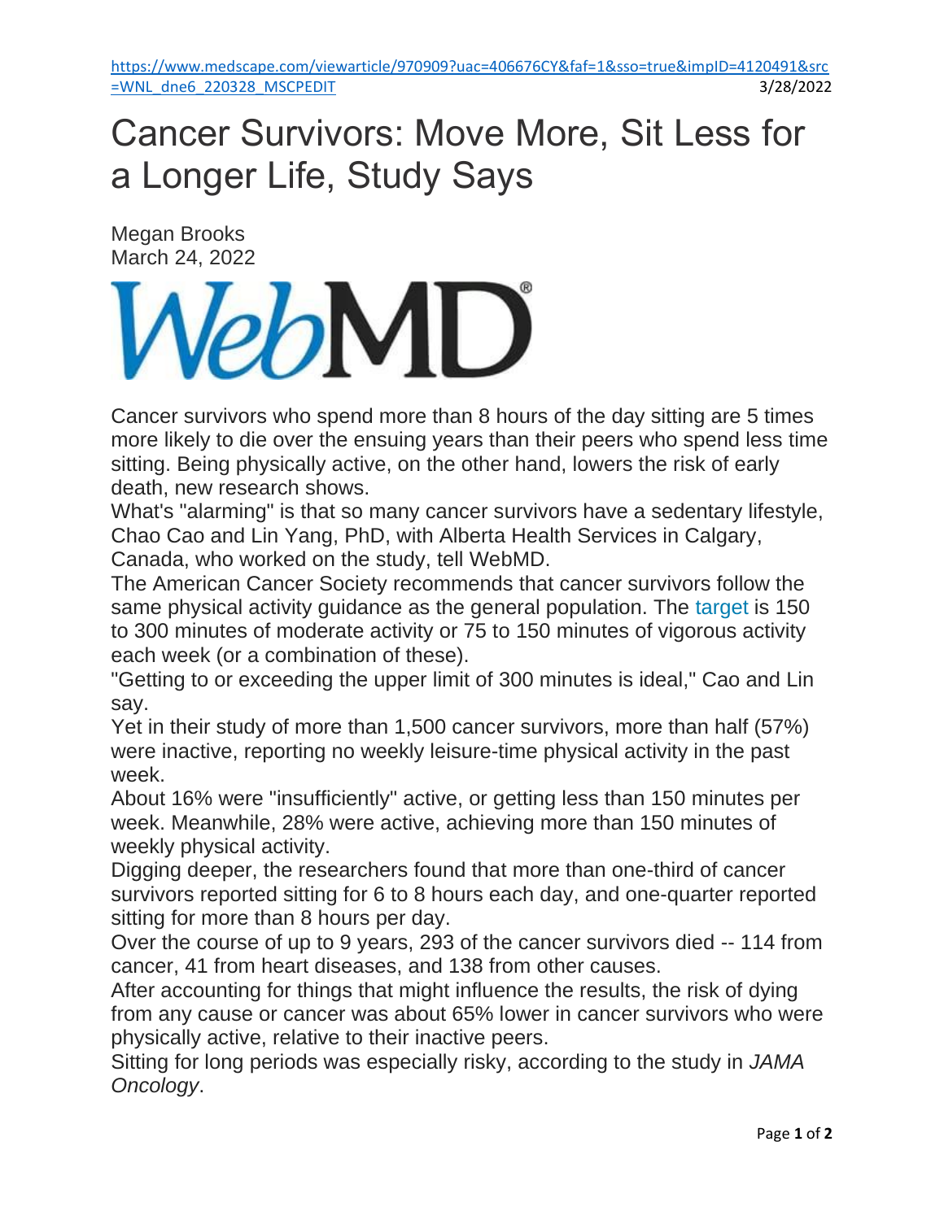https://www.medscape.com/viewarticle/970909?uac=406676CY&faf=1&sso=true&impID=4120491&src=WNL_dne6_220328_MSCPEDIT 3/28/2022

# Cancer Survivors: Move More, Sit Less for a Longer Life, Study Says

Megan Brooks
March 24, 2022

WebMD®

Cancer survivors who spend more than 8 hours of the day sitting are 5 times more likely to die over the ensuing years than their peers who spend less time sitting. Being physically active, on the other hand, lowers the risk of early death, new research shows.

What's "alarming" is that so many cancer survivors have a sedentary lifestyle, Chao Cao and Lin Yang, PhD, with Alberta Health Services in Calgary, Canada, who worked on the study, tell WebMD.

The American Cancer Society recommends that cancer survivors follow the same physical activity guidance as the general population. The target is 150 to 300 minutes of moderate activity or 75 to 150 minutes of vigorous activity each week (or a combination of these).

"Getting to or exceeding the upper limit of 300 minutes is ideal," Cao and Lin say.

Yet in their study of more than 1,500 cancer survivors, more than half (57%) were inactive, reporting no weekly leisure-time physical activity in the past week.

About 16% were "insufficiently" active, or getting less than 150 minutes per week. Meanwhile, 28% were active, achieving more than 150 minutes of weekly physical activity.

Digging deeper, the researchers found that more than one-third of cancer survivors reported sitting for 6 to 8 hours each day, and one-quarter reported sitting for more than 8 hours per day.

Over the course of up to 9 years, 293 of the cancer survivors died -- 114 from cancer, 41 from heart diseases, and 138 from other causes.

After accounting for things that might influence the results, the risk of dying from any cause or cancer was about 65% lower in cancer survivors who were physically active, relative to their inactive peers.

Sitting for long periods was especially risky, according to the study in *JAMA Oncology*.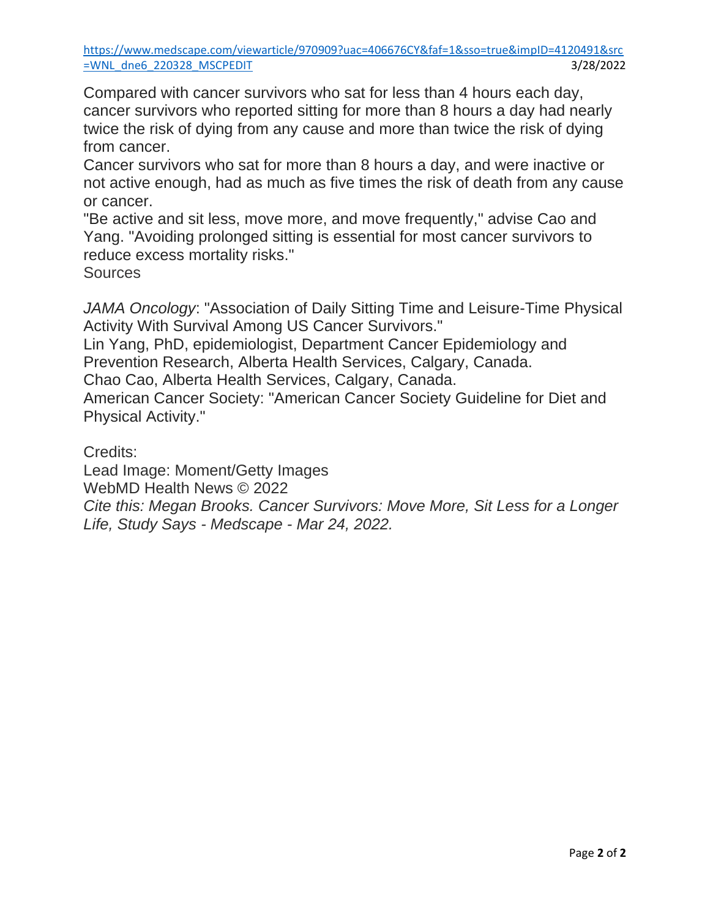Compared with cancer survivors who sat for less than 4 hours each day, cancer survivors who reported sitting for more than 8 hours a day had nearly twice the risk of dying from any cause and more than twice the risk of dying from cancer.

Cancer survivors who sat for more than 8 hours a day, and were inactive or not active enough, had as much as five times the risk of death from any cause or cancer.

"Be active and sit less, move more, and move frequently," advise Cao and Yang. "Avoiding prolonged sitting is essential for most cancer survivors to reduce excess mortality risks."

Sources

*JAMA Oncology*: "Association of Daily Sitting Time and Leisure-Time Physical Activity With Survival Among US Cancer Survivors."

Lin Yang, PhD, epidemiologist, Department Cancer Epidemiology and Prevention Research, Alberta Health Services, Calgary, Canada.

Chao Cao, Alberta Health Services, Calgary, Canada.

American Cancer Society: "American Cancer Society Guideline for Diet and Physical Activity."

Credits:

Lead Image: Moment/Getty Images

WebMD Health News © 2022

*Cite this: Megan Brooks. Cancer Survivors: Move More, Sit Less for a Longer Life, Study Says - Medscape - Mar 24, 2022.*